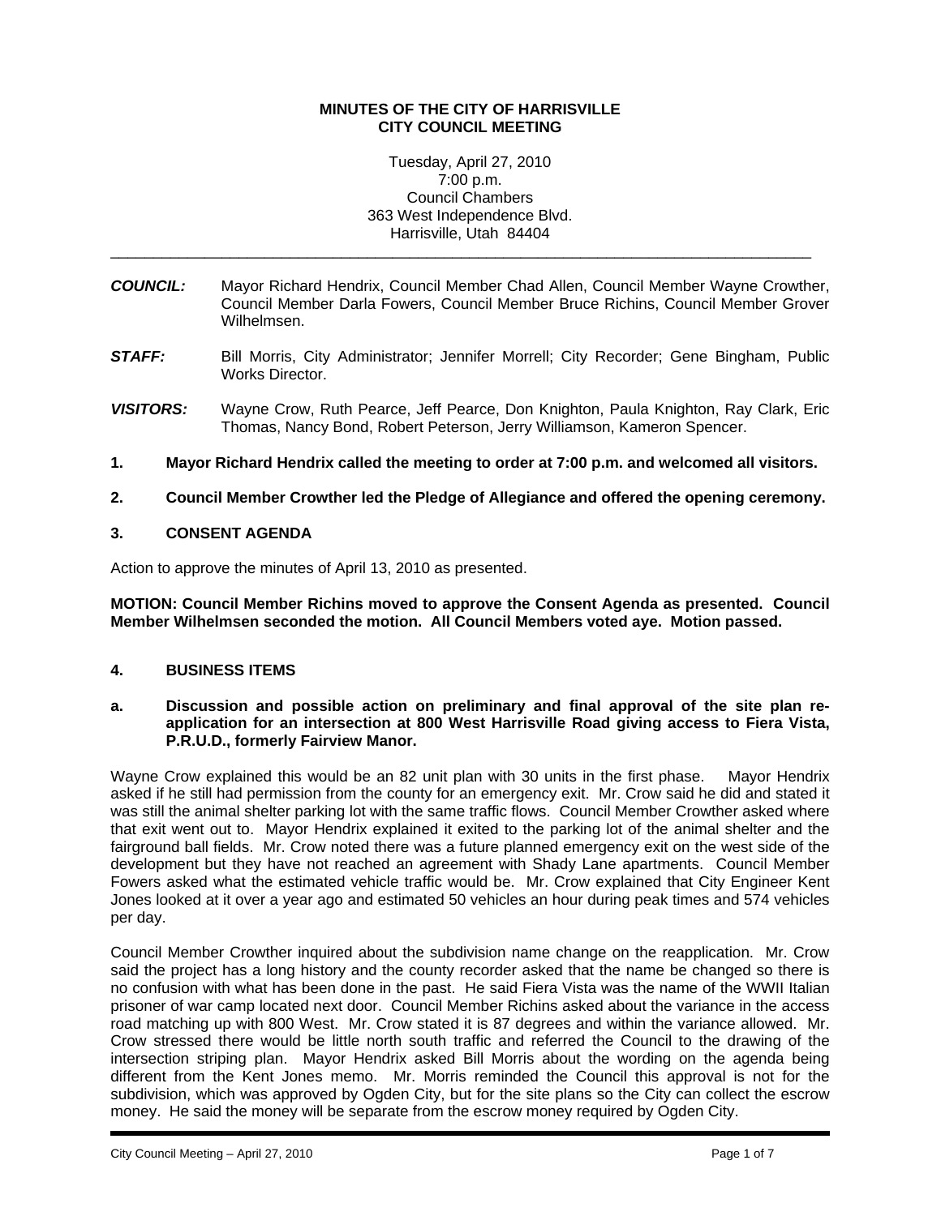**MINUTES OF THE CITY OF HARRISVILLE**
**CITY COUNCIL MEETING**

Tuesday, April 27, 2010
7:00 p.m.
Council Chambers
363 West Independence Blvd.
Harrisville, Utah 84404

---

***COUNCIL:*** Mayor Richard Hendrix, Council Member Chad Allen, Council Member Wayne Crowther, Council Member Darla Fowers, Council Member Bruce Richins, Council Member Grover Wilhelmsen.

***STAFF:*** Bill Morris, City Administrator; Jennifer Morrell; City Recorder; Gene Bingham, Public Works Director.

***VISITORS:*** Wayne Crow, Ruth Pearce, Jeff Pearce, Don Knighton, Paula Knighton, Ray Clark, Eric Thomas, Nancy Bond, Robert Peterson, Jerry Williamson, Kameron Spencer.

**1. Mayor Richard Hendrix called the meeting to order at 7:00 p.m. and welcomed all visitors.**

**2. Council Member Crowther led the Pledge of Allegiance and offered the opening ceremony.**

**3. CONSENT AGENDA**

Action to approve the minutes of April 13, 2010 as presented.

**MOTION: Council Member Richins moved to approve the Consent Agenda as presented. Council Member Wilhelmsen seconded the motion. All Council Members voted aye. Motion passed.**

**4. BUSINESS ITEMS**

**a. Discussion and possible action on preliminary and final approval of the site plan re-application for an intersection at 800 West Harrisville Road giving access to Fiera Vista, P.R.U.D., formerly Fairview Manor.**

Wayne Crow explained this would be an 82 unit plan with 30 units in the first phase. Mayor Hendrix asked if he still had permission from the county for an emergency exit. Mr. Crow said he did and stated it was still the animal shelter parking lot with the same traffic flows. Council Member Crowther asked where that exit went out to. Mayor Hendrix explained it exited to the parking lot of the animal shelter and the fairground ball fields. Mr. Crow noted there was a future planned emergency exit on the west side of the development but they have not reached an agreement with Shady Lane apartments. Council Member Fowers asked what the estimated vehicle traffic would be. Mr. Crow explained that City Engineer Kent Jones looked at it over a year ago and estimated 50 vehicles an hour during peak times and 574 vehicles per day.

Council Member Crowther inquired about the subdivision name change on the reapplication. Mr. Crow said the project has a long history and the county recorder asked that the name be changed so there is no confusion with what has been done in the past. He said Fiera Vista was the name of the WWII Italian prisoner of war camp located next door. Council Member Richins asked about the variance in the access road matching up with 800 West. Mr. Crow stated it is 87 degrees and within the variance allowed. Mr. Crow stressed there would be little north south traffic and referred the Council to the drawing of the intersection striping plan. Mayor Hendrix asked Bill Morris about the wording on the agenda being different from the Kent Jones memo. Mr. Morris reminded the Council this approval is not for the subdivision, which was approved by Ogden City, but for the site plans so the City can collect the escrow money. He said the money will be separate from the escrow money required by Ogden City.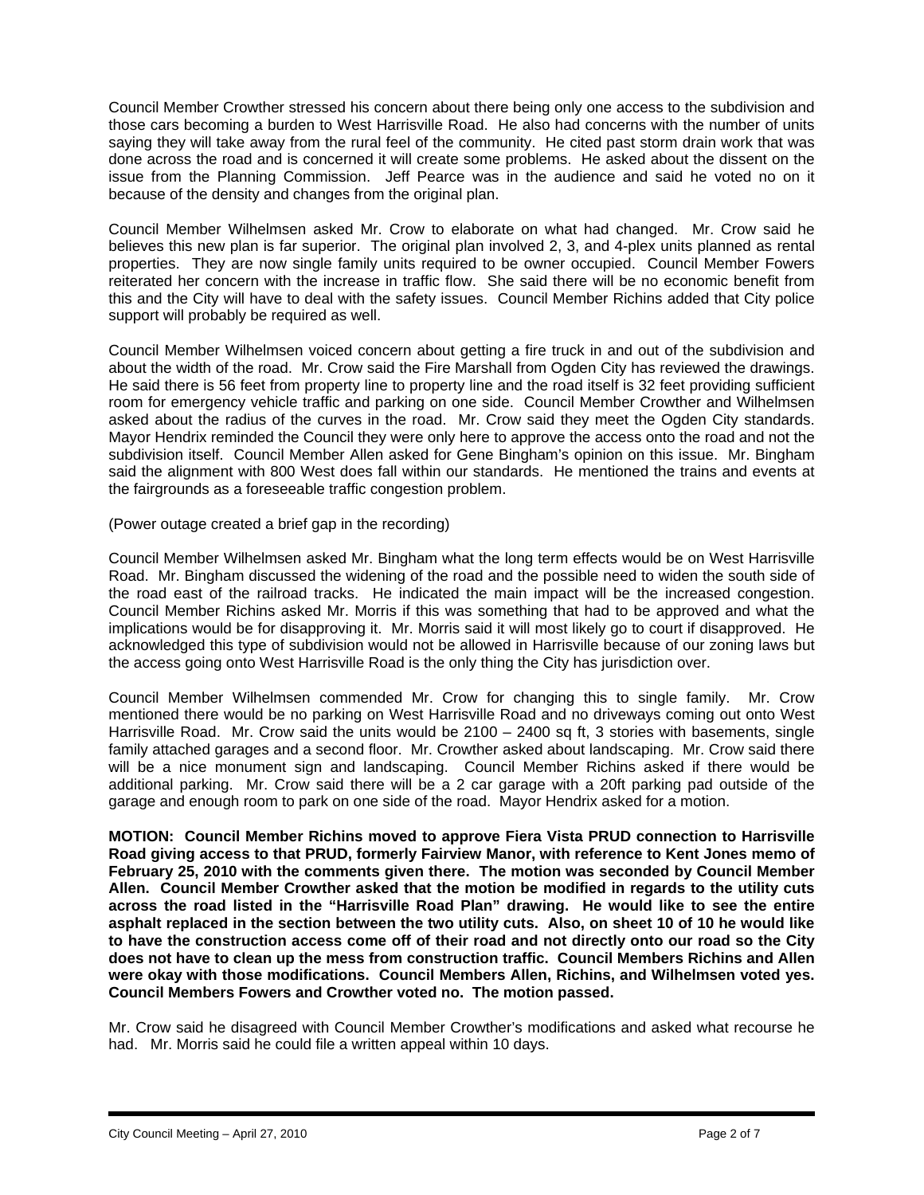Council Member Crowther stressed his concern about there being only one access to the subdivision and those cars becoming a burden to West Harrisville Road. He also had concerns with the number of units saying they will take away from the rural feel of the community. He cited past storm drain work that was done across the road and is concerned it will create some problems. He asked about the dissent on the issue from the Planning Commission. Jeff Pearce was in the audience and said he voted no on it because of the density and changes from the original plan.

Council Member Wilhelmsen asked Mr. Crow to elaborate on what had changed. Mr. Crow said he believes this new plan is far superior. The original plan involved 2, 3, and 4-plex units planned as rental properties. They are now single family units required to be owner occupied. Council Member Fowers reiterated her concern with the increase in traffic flow. She said there will be no economic benefit from this and the City will have to deal with the safety issues. Council Member Richins added that City police support will probably be required as well.

Council Member Wilhelmsen voiced concern about getting a fire truck in and out of the subdivision and about the width of the road. Mr. Crow said the Fire Marshall from Ogden City has reviewed the drawings. He said there is 56 feet from property line to property line and the road itself is 32 feet providing sufficient room for emergency vehicle traffic and parking on one side. Council Member Crowther and Wilhelmsen asked about the radius of the curves in the road. Mr. Crow said they meet the Ogden City standards. Mayor Hendrix reminded the Council they were only here to approve the access onto the road and not the subdivision itself. Council Member Allen asked for Gene Bingham's opinion on this issue. Mr. Bingham said the alignment with 800 West does fall within our standards. He mentioned the trains and events at the fairgrounds as a foreseeable traffic congestion problem.

(Power outage created a brief gap in the recording)

Council Member Wilhelmsen asked Mr. Bingham what the long term effects would be on West Harrisville Road. Mr. Bingham discussed the widening of the road and the possible need to widen the south side of the road east of the railroad tracks. He indicated the main impact will be the increased congestion. Council Member Richins asked Mr. Morris if this was something that had to be approved and what the implications would be for disapproving it. Mr. Morris said it will most likely go to court if disapproved. He acknowledged this type of subdivision would not be allowed in Harrisville because of our zoning laws but the access going onto West Harrisville Road is the only thing the City has jurisdiction over.

Council Member Wilhelmsen commended Mr. Crow for changing this to single family. Mr. Crow mentioned there would be no parking on West Harrisville Road and no driveways coming out onto West Harrisville Road. Mr. Crow said the units would be 2100 – 2400 sq ft, 3 stories with basements, single family attached garages and a second floor. Mr. Crowther asked about landscaping. Mr. Crow said there will be a nice monument sign and landscaping. Council Member Richins asked if there would be additional parking. Mr. Crow said there will be a 2 car garage with a 20ft parking pad outside of the garage and enough room to park on one side of the road. Mayor Hendrix asked for a motion.

**MOTION: Council Member Richins moved to approve Fiera Vista PRUD connection to Harrisville Road giving access to that PRUD, formerly Fairview Manor, with reference to Kent Jones memo of February 25, 2010 with the comments given there. The motion was seconded by Council Member Allen. Council Member Crowther asked that the motion be modified in regards to the utility cuts across the road listed in the "Harrisville Road Plan" drawing. He would like to see the entire asphalt replaced in the section between the two utility cuts. Also, on sheet 10 of 10 he would like to have the construction access come off of their road and not directly onto our road so the City does not have to clean up the mess from construction traffic. Council Members Richins and Allen were okay with those modifications. Council Members Allen, Richins, and Wilhelmsen voted yes. Council Members Fowers and Crowther voted no. The motion passed.**

Mr. Crow said he disagreed with Council Member Crowther's modifications and asked what recourse he had. Mr. Morris said he could file a written appeal within 10 days.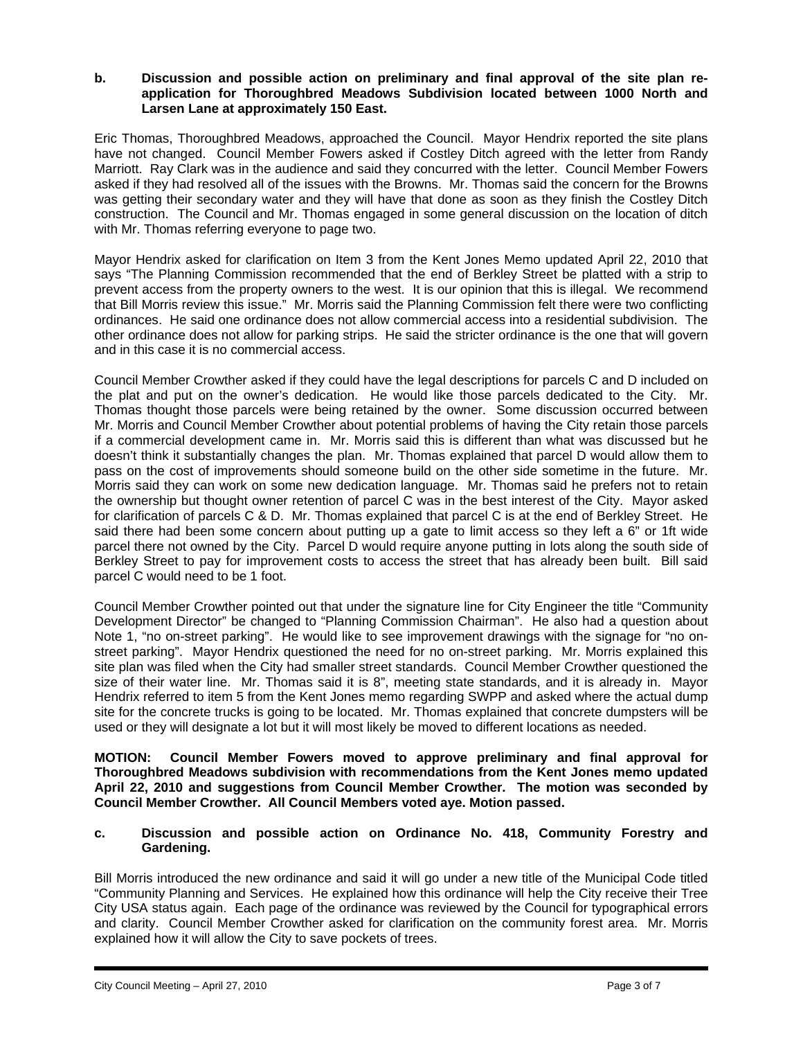**b. Discussion and possible action on preliminary and final approval of the site plan re-application for Thoroughbred Meadows Subdivision located between 1000 North and Larsen Lane at approximately 150 East.**

Eric Thomas, Thoroughbred Meadows, approached the Council. Mayor Hendrix reported the site plans have not changed. Council Member Fowers asked if Costley Ditch agreed with the letter from Randy Marriott. Ray Clark was in the audience and said they concurred with the letter. Council Member Fowers asked if they had resolved all of the issues with the Browns. Mr. Thomas said the concern for the Browns was getting their secondary water and they will have that done as soon as they finish the Costley Ditch construction. The Council and Mr. Thomas engaged in some general discussion on the location of ditch with Mr. Thomas referring everyone to page two.

Mayor Hendrix asked for clarification on Item 3 from the Kent Jones Memo updated April 22, 2010 that says "The Planning Commission recommended that the end of Berkley Street be platted with a strip to prevent access from the property owners to the west. It is our opinion that this is illegal. We recommend that Bill Morris review this issue." Mr. Morris said the Planning Commission felt there were two conflicting ordinances. He said one ordinance does not allow commercial access into a residential subdivision. The other ordinance does not allow for parking strips. He said the stricter ordinance is the one that will govern and in this case it is no commercial access.

Council Member Crowther asked if they could have the legal descriptions for parcels C and D included on the plat and put on the owner's dedication. He would like those parcels dedicated to the City. Mr. Thomas thought those parcels were being retained by the owner. Some discussion occurred between Mr. Morris and Council Member Crowther about potential problems of having the City retain those parcels if a commercial development came in. Mr. Morris said this is different than what was discussed but he doesn't think it substantially changes the plan. Mr. Thomas explained that parcel D would allow them to pass on the cost of improvements should someone build on the other side sometime in the future. Mr. Morris said they can work on some new dedication language. Mr. Thomas said he prefers not to retain the ownership but thought owner retention of parcel C was in the best interest of the City. Mayor asked for clarification of parcels C & D. Mr. Thomas explained that parcel C is at the end of Berkley Street. He said there had been some concern about putting up a gate to limit access so they left a 6" or 1ft wide parcel there not owned by the City. Parcel D would require anyone putting in lots along the south side of Berkley Street to pay for improvement costs to access the street that has already been built. Bill said parcel C would need to be 1 foot.

Council Member Crowther pointed out that under the signature line for City Engineer the title "Community Development Director" be changed to "Planning Commission Chairman". He also had a question about Note 1, "no on-street parking". He would like to see improvement drawings with the signage for "no on-street parking". Mayor Hendrix questioned the need for no on-street parking. Mr. Morris explained this site plan was filed when the City had smaller street standards. Council Member Crowther questioned the size of their water line. Mr. Thomas said it is 8", meeting state standards, and it is already in. Mayor Hendrix referred to item 5 from the Kent Jones memo regarding SWPP and asked where the actual dump site for the concrete trucks is going to be located. Mr. Thomas explained that concrete dumpsters will be used or they will designate a lot but it will most likely be moved to different locations as needed.

**MOTION: Council Member Fowers moved to approve preliminary and final approval for Thoroughbred Meadows subdivision with recommendations from the Kent Jones memo updated April 22, 2010 and suggestions from Council Member Crowther. The motion was seconded by Council Member Crowther. All Council Members voted aye. Motion passed.**

**c. Discussion and possible action on Ordinance No. 418, Community Forestry and Gardening.**

Bill Morris introduced the new ordinance and said it will go under a new title of the Municipal Code titled "Community Planning and Services. He explained how this ordinance will help the City receive their Tree City USA status again. Each page of the ordinance was reviewed by the Council for typographical errors and clarity. Council Member Crowther asked for clarification on the community forest area. Mr. Morris explained how it will allow the City to save pockets of trees.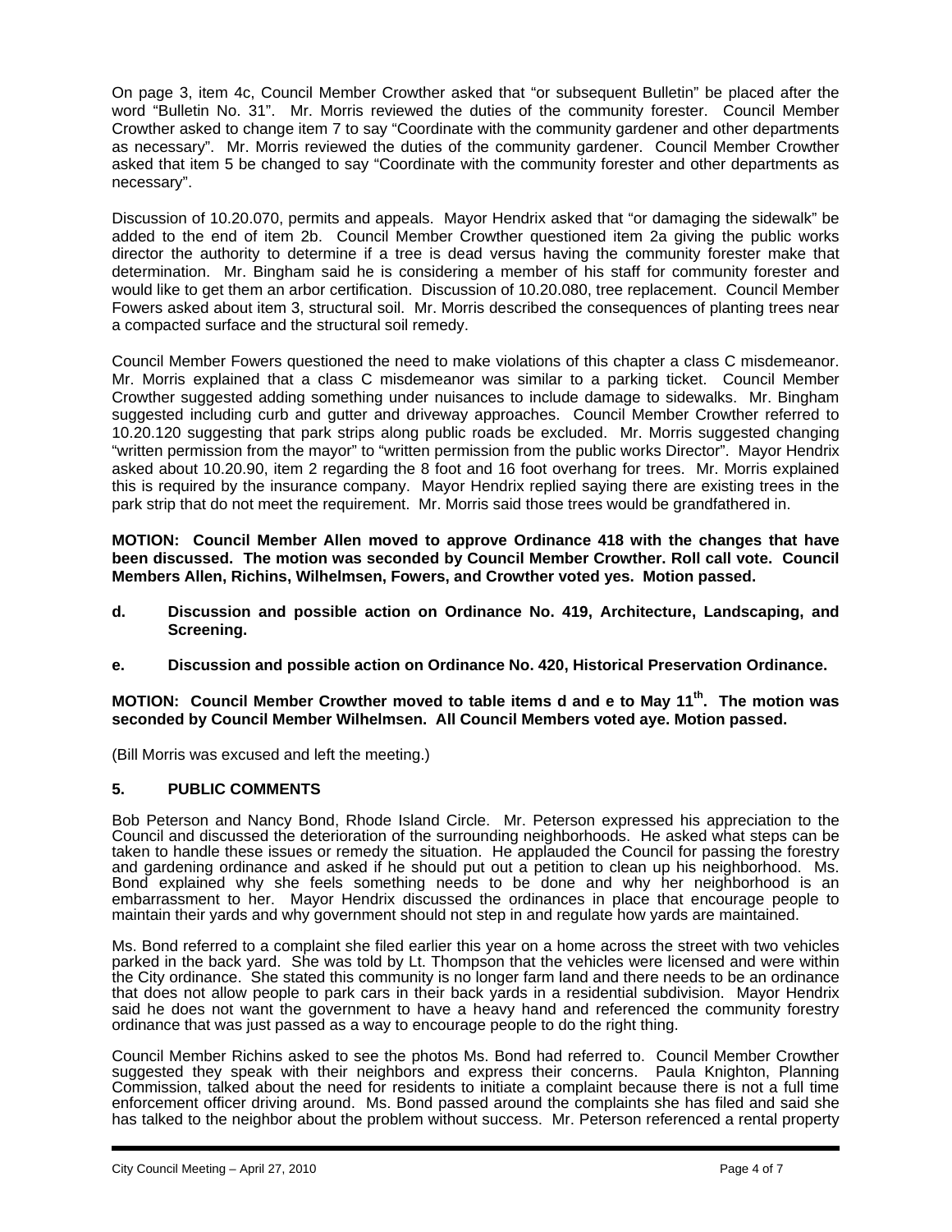On page 3, item 4c, Council Member Crowther asked that "or subsequent Bulletin" be placed after the word "Bulletin No. 31". Mr. Morris reviewed the duties of the community forester. Council Member Crowther asked to change item 7 to say "Coordinate with the community gardener and other departments as necessary". Mr. Morris reviewed the duties of the community gardener. Council Member Crowther asked that item 5 be changed to say "Coordinate with the community forester and other departments as necessary".

Discussion of 10.20.070, permits and appeals. Mayor Hendrix asked that "or damaging the sidewalk" be added to the end of item 2b. Council Member Crowther questioned item 2a giving the public works director the authority to determine if a tree is dead versus having the community forester make that determination. Mr. Bingham said he is considering a member of his staff for community forester and would like to get them an arbor certification. Discussion of 10.20.080, tree replacement. Council Member Fowers asked about item 3, structural soil. Mr. Morris described the consequences of planting trees near a compacted surface and the structural soil remedy.

Council Member Fowers questioned the need to make violations of this chapter a class C misdemeanor. Mr. Morris explained that a class C misdemeanor was similar to a parking ticket. Council Member Crowther suggested adding something under nuisances to include damage to sidewalks. Mr. Bingham suggested including curb and gutter and driveway approaches. Council Member Crowther referred to 10.20.120 suggesting that park strips along public roads be excluded. Mr. Morris suggested changing "written permission from the mayor" to "written permission from the public works Director". Mayor Hendrix asked about 10.20.90, item 2 regarding the 8 foot and 16 foot overhang for trees. Mr. Morris explained this is required by the insurance company. Mayor Hendrix replied saying there are existing trees in the park strip that do not meet the requirement. Mr. Morris said those trees would be grandfathered in.

**MOTION: Council Member Allen moved to approve Ordinance 418 with the changes that have been discussed. The motion was seconded by Council Member Crowther. Roll call vote. Council Members Allen, Richins, Wilhelmsen, Fowers, and Crowther voted yes. Motion passed.**

**d. Discussion and possible action on Ordinance No. 419, Architecture, Landscaping, and Screening.**

**e. Discussion and possible action on Ordinance No. 420, Historical Preservation Ordinance.**

**MOTION: Council Member Crowther moved to table items d and e to May 11th. The motion was seconded by Council Member Wilhelmsen. All Council Members voted aye. Motion passed.**

(Bill Morris was excused and left the meeting.)

## 5. PUBLIC COMMENTS

Bob Peterson and Nancy Bond, Rhode Island Circle. Mr. Peterson expressed his appreciation to the Council and discussed the deterioration of the surrounding neighborhoods. He asked what steps can be taken to handle these issues or remedy the situation. He applauded the Council for passing the forestry and gardening ordinance and asked if he should put out a petition to clean up his neighborhood. Ms. Bond explained why she feels something needs to be done and why her neighborhood is an embarrassment to her. Mayor Hendrix discussed the ordinances in place that encourage people to maintain their yards and why government should not step in and regulate how yards are maintained.

Ms. Bond referred to a complaint she filed earlier this year on a home across the street with two vehicles parked in the back yard. She was told by Lt. Thompson that the vehicles were licensed and were within the City ordinance. She stated this community is no longer farm land and there needs to be an ordinance that does not allow people to park cars in their back yards in a residential subdivision. Mayor Hendrix said he does not want the government to have a heavy hand and referenced the community forestry ordinance that was just passed as a way to encourage people to do the right thing.

Council Member Richins asked to see the photos Ms. Bond had referred to. Council Member Crowther suggested they speak with their neighbors and express their concerns. Paula Knighton, Planning Commission, talked about the need for residents to initiate a complaint because there is not a full time enforcement officer driving around. Ms. Bond passed around the complaints she has filed and said she has talked to the neighbor about the problem without success. Mr. Peterson referenced a rental property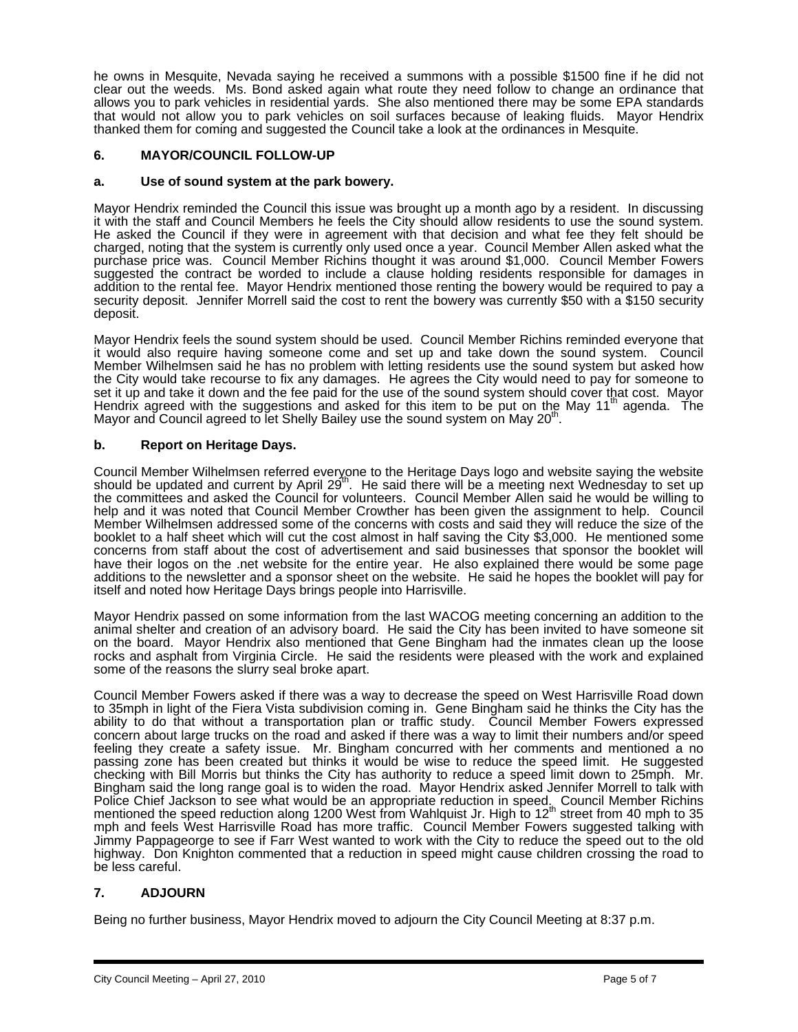he owns in Mesquite, Nevada saying he received a summons with a possible $1500 fine if he did not clear out the weeds. Ms. Bond asked again what route they need follow to change an ordinance that allows you to park vehicles in residential yards. She also mentioned there may be some EPA standards that would not allow you to park vehicles on soil surfaces because of leaking fluids. Mayor Hendrix thanked them for coming and suggested the Council take a look at the ordinances in Mesquite.

## 6. MAYOR/COUNCIL FOLLOW-UP

### a. Use of sound system at the park bowery.

Mayor Hendrix reminded the Council this issue was brought up a month ago by a resident. In discussing it with the staff and Council Members he feels the City should allow residents to use the sound system. He asked the Council if they were in agreement with that decision and what fee they felt should be charged, noting that the system is currently only used once a year. Council Member Allen asked what the purchase price was. Council Member Richins thought it was around $1,000. Council Member Fowers suggested the contract be worded to include a clause holding residents responsible for damages in addition to the rental fee. Mayor Hendrix mentioned those renting the bowery would be required to pay a security deposit. Jennifer Morrell said the cost to rent the bowery was currently $50 with a $150 security deposit.

Mayor Hendrix feels the sound system should be used. Council Member Richins reminded everyone that it would also require having someone come and set up and take down the sound system. Council Member Wilhelmsen said he has no problem with letting residents use the sound system but asked how the City would take recourse to fix any damages. He agrees the City would need to pay for someone to set it up and take it down and the fee paid for the use of the sound system should cover that cost. Mayor Hendrix agreed with the suggestions and asked for this item to be put on the May 11th agenda. The Mayor and Council agreed to let Shelly Bailey use the sound system on May 20th.

### b. Report on Heritage Days.

Council Member Wilhelmsen referred everyone to the Heritage Days logo and website saying the website should be updated and current by April 29th. He said there will be a meeting next Wednesday to set up the committees and asked the Council for volunteers. Council Member Allen said he would be willing to help and it was noted that Council Member Crowther has been given the assignment to help. Council Member Wilhelmsen addressed some of the concerns with costs and said they will reduce the size of the booklet to a half sheet which will cut the cost almost in half saving the City $3,000. He mentioned some concerns from staff about the cost of advertisement and said businesses that sponsor the booklet will have their logos on the .net website for the entire year. He also explained there would be some page additions to the newsletter and a sponsor sheet on the website. He said he hopes the booklet will pay for itself and noted how Heritage Days brings people into Harrisville.

Mayor Hendrix passed on some information from the last WACOG meeting concerning an addition to the animal shelter and creation of an advisory board. He said the City has been invited to have someone sit on the board. Mayor Hendrix also mentioned that Gene Bingham had the inmates clean up the loose rocks and asphalt from Virginia Circle. He said the residents were pleased with the work and explained some of the reasons the slurry seal broke apart.

Council Member Fowers asked if there was a way to decrease the speed on West Harrisville Road down to 35mph in light of the Fiera Vista subdivision coming in. Gene Bingham said he thinks the City has the ability to do that without a transportation plan or traffic study. Council Member Fowers expressed concern about large trucks on the road and asked if there was a way to limit their numbers and/or speed feeling they create a safety issue. Mr. Bingham concurred with her comments and mentioned a no passing zone has been created but thinks it would be wise to reduce the speed limit. He suggested checking with Bill Morris but thinks the City has authority to reduce a speed limit down to 25mph. Mr. Bingham said the long range goal is to widen the road. Mayor Hendrix asked Jennifer Morrell to talk with Police Chief Jackson to see what would be an appropriate reduction in speed. Council Member Richins mentioned the speed reduction along 1200 West from Wahlquist Jr. High to 12th street from 40 mph to 35 mph and feels West Harrisville Road has more traffic. Council Member Fowers suggested talking with Jimmy Pappageorge to see if Farr West wanted to work with the City to reduce the speed out to the old highway. Don Knighton commented that a reduction in speed might cause children crossing the road to be less careful.

## 7. ADJOURN

Being no further business, Mayor Hendrix moved to adjourn the City Council Meeting at 8:37 p.m.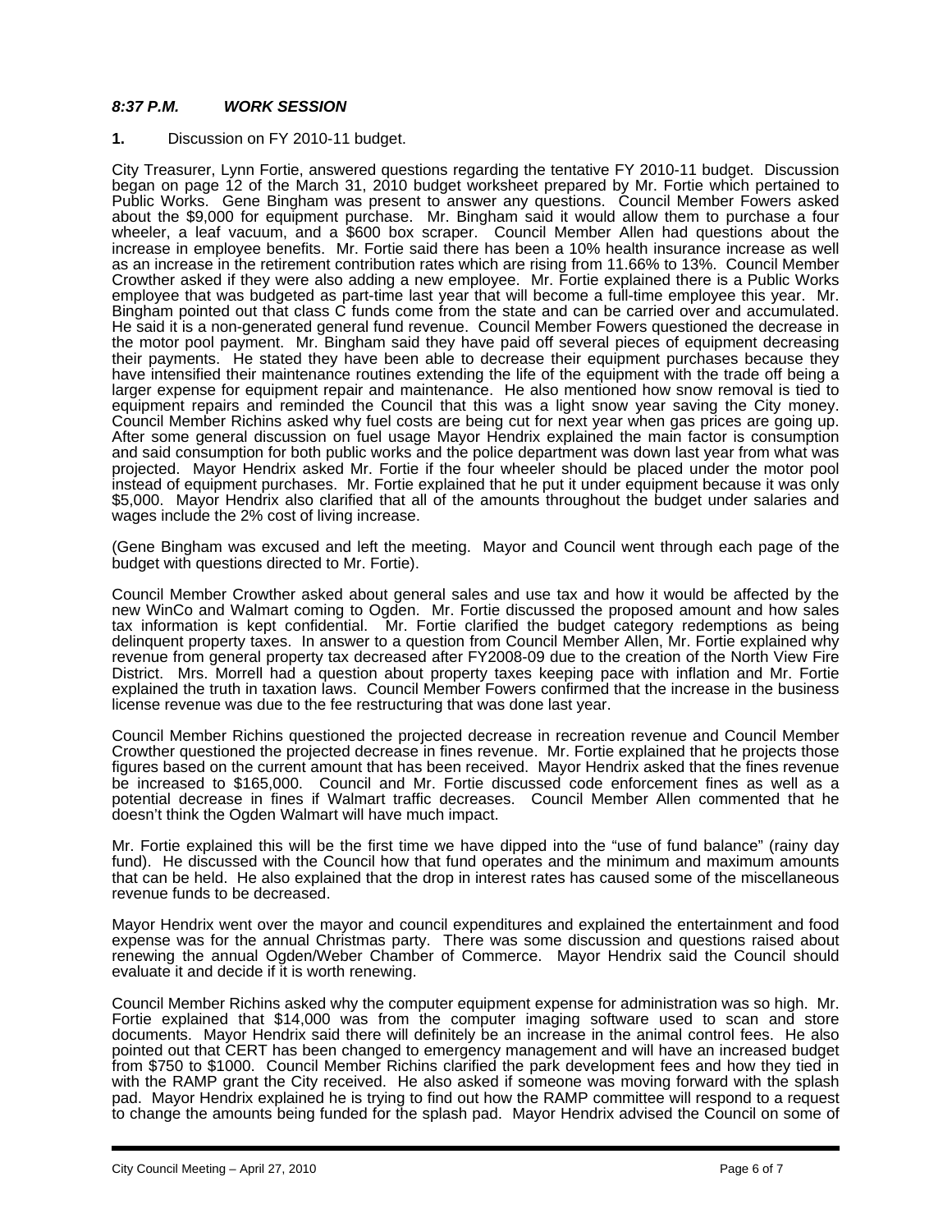### *8:37 P.M. WORK SESSION*

**1.** Discussion on FY 2010-11 budget.

City Treasurer, Lynn Fortie, answered questions regarding the tentative FY 2010-11 budget. Discussion began on page 12 of the March 31, 2010 budget worksheet prepared by Mr. Fortie which pertained to Public Works. Gene Bingham was present to answer any questions. Council Member Fowers asked about the $9,000 for equipment purchase. Mr. Bingham said it would allow them to purchase a four wheeler, a leaf vacuum, and a $600 box scraper. Council Member Allen had questions about the increase in employee benefits. Mr. Fortie said there has been a 10% health insurance increase as well as an increase in the retirement contribution rates which are rising from 11.66% to 13%. Council Member Crowther asked if they were also adding a new employee. Mr. Fortie explained there is a Public Works employee that was budgeted as part-time last year that will become a full-time employee this year. Mr. Bingham pointed out that class C funds come from the state and can be carried over and accumulated. He said it is a non-generated general fund revenue. Council Member Fowers questioned the decrease in the motor pool payment. Mr. Bingham said they have paid off several pieces of equipment decreasing their payments. He stated they have been able to decrease their equipment purchases because they have intensified their maintenance routines extending the life of the equipment with the trade off being a larger expense for equipment repair and maintenance. He also mentioned how snow removal is tied to equipment repairs and reminded the Council that this was a light snow year saving the City money. Council Member Richins asked why fuel costs are being cut for next year when gas prices are going up. After some general discussion on fuel usage Mayor Hendrix explained the main factor is consumption and said consumption for both public works and the police department was down last year from what was projected. Mayor Hendrix asked Mr. Fortie if the four wheeler should be placed under the motor pool instead of equipment purchases. Mr. Fortie explained that he put it under equipment because it was only $5,000. Mayor Hendrix also clarified that all of the amounts throughout the budget under salaries and wages include the 2% cost of living increase.

(Gene Bingham was excused and left the meeting. Mayor and Council went through each page of the budget with questions directed to Mr. Fortie).

Council Member Crowther asked about general sales and use tax and how it would be affected by the new WinCo and Walmart coming to Ogden. Mr. Fortie discussed the proposed amount and how sales tax information is kept confidential. Mr. Fortie clarified the budget category redemptions as being delinquent property taxes. In answer to a question from Council Member Allen, Mr. Fortie explained why revenue from general property tax decreased after FY2008-09 due to the creation of the North View Fire District. Mrs. Morrell had a question about property taxes keeping pace with inflation and Mr. Fortie explained the truth in taxation laws. Council Member Fowers confirmed that the increase in the business license revenue was due to the fee restructuring that was done last year.

Council Member Richins questioned the projected decrease in recreation revenue and Council Member Crowther questioned the projected decrease in fines revenue. Mr. Fortie explained that he projects those figures based on the current amount that has been received. Mayor Hendrix asked that the fines revenue be increased to $165,000. Council and Mr. Fortie discussed code enforcement fines as well as a potential decrease in fines if Walmart traffic decreases. Council Member Allen commented that he doesn't think the Ogden Walmart will have much impact.

Mr. Fortie explained this will be the first time we have dipped into the "use of fund balance" (rainy day fund). He discussed with the Council how that fund operates and the minimum and maximum amounts that can be held. He also explained that the drop in interest rates has caused some of the miscellaneous revenue funds to be decreased.

Mayor Hendrix went over the mayor and council expenditures and explained the entertainment and food expense was for the annual Christmas party. There was some discussion and questions raised about renewing the annual Ogden/Weber Chamber of Commerce. Mayor Hendrix said the Council should evaluate it and decide if it is worth renewing.

Council Member Richins asked why the computer equipment expense for administration was so high. Mr. Fortie explained that $14,000 was from the computer imaging software used to scan and store documents. Mayor Hendrix said there will definitely be an increase in the animal control fees. He also pointed out that CERT has been changed to emergency management and will have an increased budget from $750 to $1000. Council Member Richins clarified the park development fees and how they tied in with the RAMP grant the City received. He also asked if someone was moving forward with the splash pad. Mayor Hendrix explained he is trying to find out how the RAMP committee will respond to a request to change the amounts being funded for the splash pad. Mayor Hendrix advised the Council on some of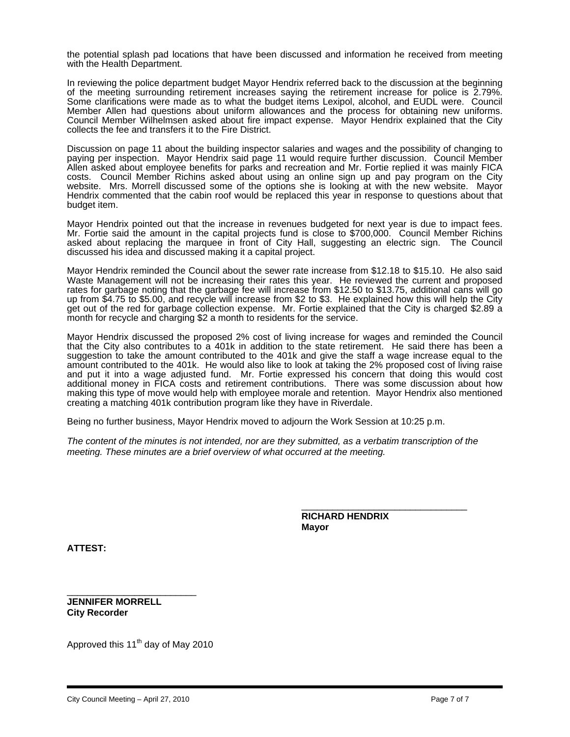the potential splash pad locations that have been discussed and information he received from meeting with the Health Department.

In reviewing the police department budget Mayor Hendrix referred back to the discussion at the beginning of the meeting surrounding retirement increases saying the retirement increase for police is 2.79%. Some clarifications were made as to what the budget items Lexipol, alcohol, and EUDL were. Council Member Allen had questions about uniform allowances and the process for obtaining new uniforms. Council Member Wilhelmsen asked about fire impact expense. Mayor Hendrix explained that the City collects the fee and transfers it to the Fire District.

Discussion on page 11 about the building inspector salaries and wages and the possibility of changing to paying per inspection. Mayor Hendrix said page 11 would require further discussion. Council Member Allen asked about employee benefits for parks and recreation and Mr. Fortie replied it was mainly FICA costs. Council Member Richins asked about using an online sign up and pay program on the City website. Mrs. Morrell discussed some of the options she is looking at with the new website. Mayor Hendrix commented that the cabin roof would be replaced this year in response to questions about that budget item.

Mayor Hendrix pointed out that the increase in revenues budgeted for next year is due to impact fees. Mr. Fortie said the amount in the capital projects fund is close to $700,000. Council Member Richins asked about replacing the marquee in front of City Hall, suggesting an electric sign. The Council discussed his idea and discussed making it a capital project.

Mayor Hendrix reminded the Council about the sewer rate increase from $12.18 to $15.10. He also said Waste Management will not be increasing their rates this year. He reviewed the current and proposed rates for garbage noting that the garbage fee will increase from $12.50 to $13.75, additional cans will go up from $4.75 to $5.00, and recycle will increase from $2 to $3. He explained how this will help the City get out of the red for garbage collection expense. Mr. Fortie explained that the City is charged $2.89 a month for recycle and charging $2 a month to residents for the service.

Mayor Hendrix discussed the proposed 2% cost of living increase for wages and reminded the Council that the City also contributes to a 401k in addition to the state retirement. He said there has been a suggestion to take the amount contributed to the 401k and give the staff a wage increase equal to the amount contributed to the 401k. He would also like to look at taking the 2% proposed cost of living raise and put it into a wage adjusted fund. Mr. Fortie expressed his concern that doing this would cost additional money in FICA costs and retirement contributions. There was some discussion about how making this type of move would help with employee morale and retention. Mayor Hendrix also mentioned creating a matching 401k contribution program like they have in Riverdale.

Being no further business, Mayor Hendrix moved to adjourn the Work Session at 10:25 p.m.

*The content of the minutes is not intended, nor are they submitted, as a verbatim transcription of the meeting. These minutes are a brief overview of what occurred at the meeting.*

\_\_\_\_\_\_\_\_\_\_\_\_\_\_\_\_\_\_\_\_\_\_\_\_\_\_\_\_\_\_\_\_

**RICHARD HENDRIX**
**Mayor**

**ATTEST:**

\_\_\_\_\_\_\_\_\_\_\_\_\_\_\_\_\_\_\_\_\_\_\_\_\_

**JENNIFER MORRELL**
**City Recorder**

Approved this 11th day of May 2010